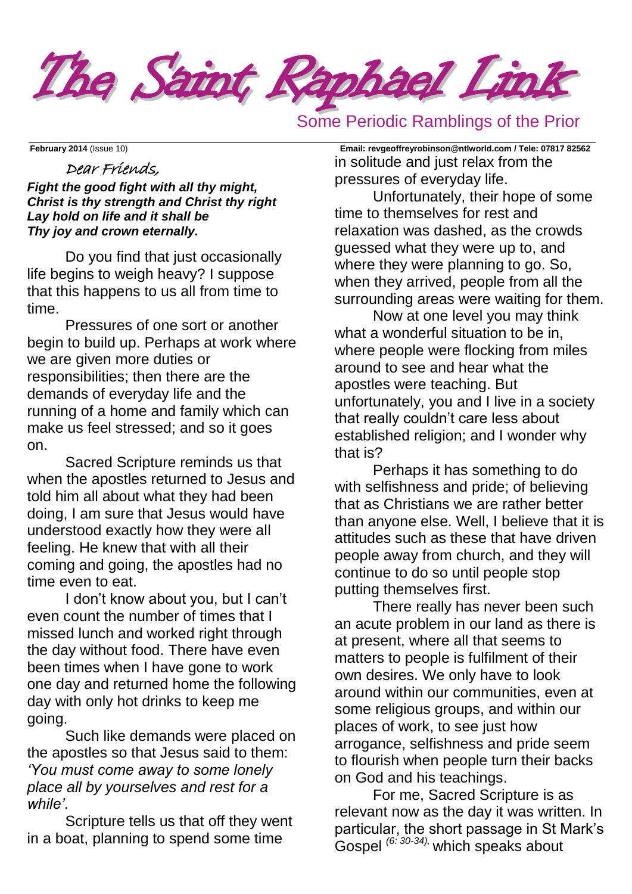# The Saint Raphael Link

Some Periodic Ramblings of the Prior

**February 2014** (Issue 10) **Email: revgeoffreyrobinson@ntlworld.com / Tele: 07817 82562**

Dear Friends,

***Fight the good fight with all thy might,***
***Christ is thy strength and Christ thy right***
***Lay hold on life and it shall be***
***Thy joy and crown eternally.***

Do you find that just occasionally life begins to weigh heavy? I suppose that this happens to us all from time to time.

Pressures of one sort or another begin to build up. Perhaps at work where we are given more duties or responsibilities; then there are the demands of everyday life and the running of a home and family which can make us feel stressed; and so it goes on.

Sacred Scripture reminds us that when the apostles returned to Jesus and told him all about what they had been doing, I am sure that Jesus would have understood exactly how they were all feeling. He knew that with all their coming and going, the apostles had no time even to eat.

I don't know about you, but I can't even count the number of times that I missed lunch and worked right through the day without food. There have even been times when I have gone to work one day and returned home the following day with only hot drinks to keep me going.

Such like demands were placed on the apostles so that Jesus said to them: *'You must come away to some lonely place all by yourselves and rest for a while'*.

Scripture tells us that off they went in a boat, planning to spend some time in solitude and just relax from the pressures of everyday life.

Unfortunately, their hope of some time to themselves for rest and relaxation was dashed, as the crowds guessed what they were up to, and where they were planning to go. So, when they arrived, people from all the surrounding areas were waiting for them.

Now at one level you may think what a wonderful situation to be in, where people were flocking from miles around to see and hear what the apostles were teaching. But unfortunately, you and I live in a society that really couldn't care less about established religion; and I wonder why that is?

Perhaps it has something to do with selfishness and pride; of believing that as Christians we are rather better than anyone else. Well, I believe that it is attitudes such as these that have driven people away from church, and they will continue to do so until people stop putting themselves first.

There really has never been such an acute problem in our land as there is at present, where all that seems to matters to people is fulfilment of their own desires. We only have to look around within our communities, even at some religious groups, and within our places of work, to see just how arrogance, selfishness and pride seem to flourish when people turn their backs on God and his teachings.

For me, Sacred Scripture is as relevant now as the day it was written. In particular, the short passage in St Mark's Gospel *(6: 30-34),* which speaks about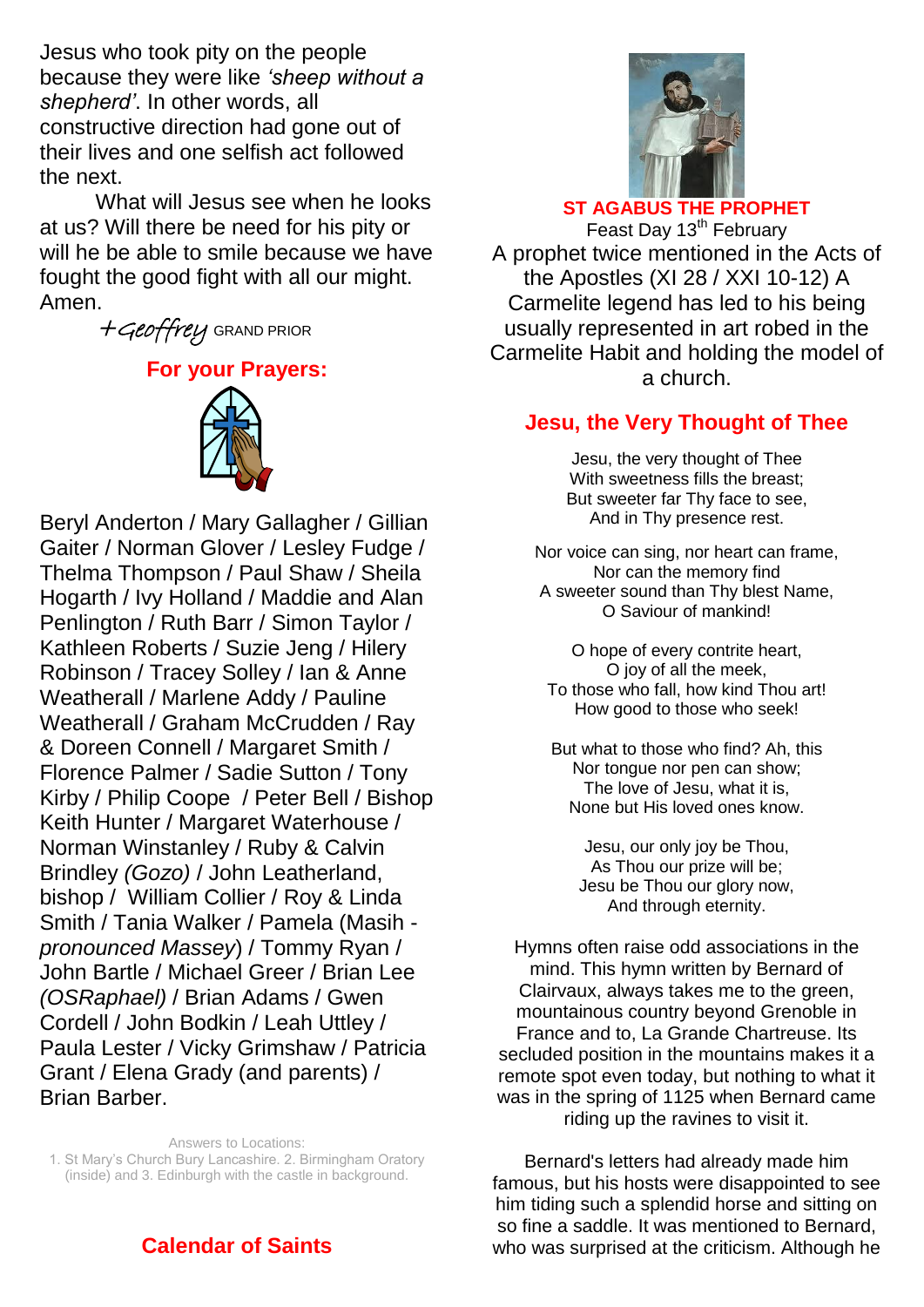Jesus who took pity on the people because they were like *'sheep without a shepherd'*. In other words, all constructive direction had gone out of their lives and one selfish act followed the next.

What will Jesus see when he looks at us? Will there be need for his pity or will he be able to smile because we have fought the good fight with all our might. Amen.

*+Geoffrey* GRAND PRIOR

## For your Prayers:

Beryl Anderton / Mary Gallagher / Gillian Gaiter / Norman Glover / Lesley Fudge / Thelma Thompson / Paul Shaw / Sheila Hogarth / Ivy Holland / Maddie and Alan Penlington / Ruth Barr / Simon Taylor / Kathleen Roberts / Suzie Jeng / Hilery Robinson / Tracey Solley / Ian & Anne Weatherall / Marlene Addy / Pauline Weatherall / Graham McCrudden / Ray & Doreen Connell / Margaret Smith / Florence Palmer / Sadie Sutton / Tony Kirby / Philip Coope / Peter Bell / Bishop Keith Hunter / Margaret Waterhouse / Norman Winstanley / Ruby & Calvin Brindley *(Gozo)* / John Leatherland, bishop / William Collier / Roy & Linda Smith / Tania Walker / Pamela (Masih - *pronounced Massey*) / Tommy Ryan / John Bartle / Michael Greer / Brian Lee *(OSRaphael)* / Brian Adams / Gwen Cordell / John Bodkin / Leah Uttley / Paula Lester / Vicky Grimshaw / Patricia Grant / Elena Grady (and parents) / Brian Barber.

Answers to Locations:
1. St Mary's Church Bury Lancashire. 2. Birmingham Oratory (inside) and 3. Edinburgh with the castle in background.

## Calendar of Saints

**ST AGABUS THE PROPHET**
Feast Day 13th February
A prophet twice mentioned in the Acts of the Apostles (XI 28 / XXI 10-12) A Carmelite legend has led to his being usually represented in art robed in the Carmelite Habit and holding the model of a church.

## Jesu, the Very Thought of Thee

Jesu, the very thought of Thee
With sweetness fills the breast;
But sweeter far Thy face to see,
And in Thy presence rest.

Nor voice can sing, nor heart can frame,
Nor can the memory find
A sweeter sound than Thy blest Name,
O Saviour of mankind!

O hope of every contrite heart,
O joy of all the meek,
To those who fall, how kind Thou art!
How good to those who seek!

But what to those who find? Ah, this
Nor tongue nor pen can show;
The love of Jesu, what it is,
None but His loved ones know.

Jesu, our only joy be Thou,
As Thou our prize will be;
Jesu be Thou our glory now,
And through eternity.

Hymns often raise odd associations in the mind. This hymn written by Bernard of Clairvaux, always takes me to the green, mountainous country beyond Grenoble in France and to, La Grande Chartreuse. Its secluded position in the mountains makes it a remote spot even today, but nothing to what it was in the spring of 1125 when Bernard came riding up the ravines to visit it.

Bernard's letters had already made him famous, but his hosts were disappointed to see him tiding such a splendid horse and sitting on so fine a saddle. It was mentioned to Bernard, who was surprised at the criticism. Although he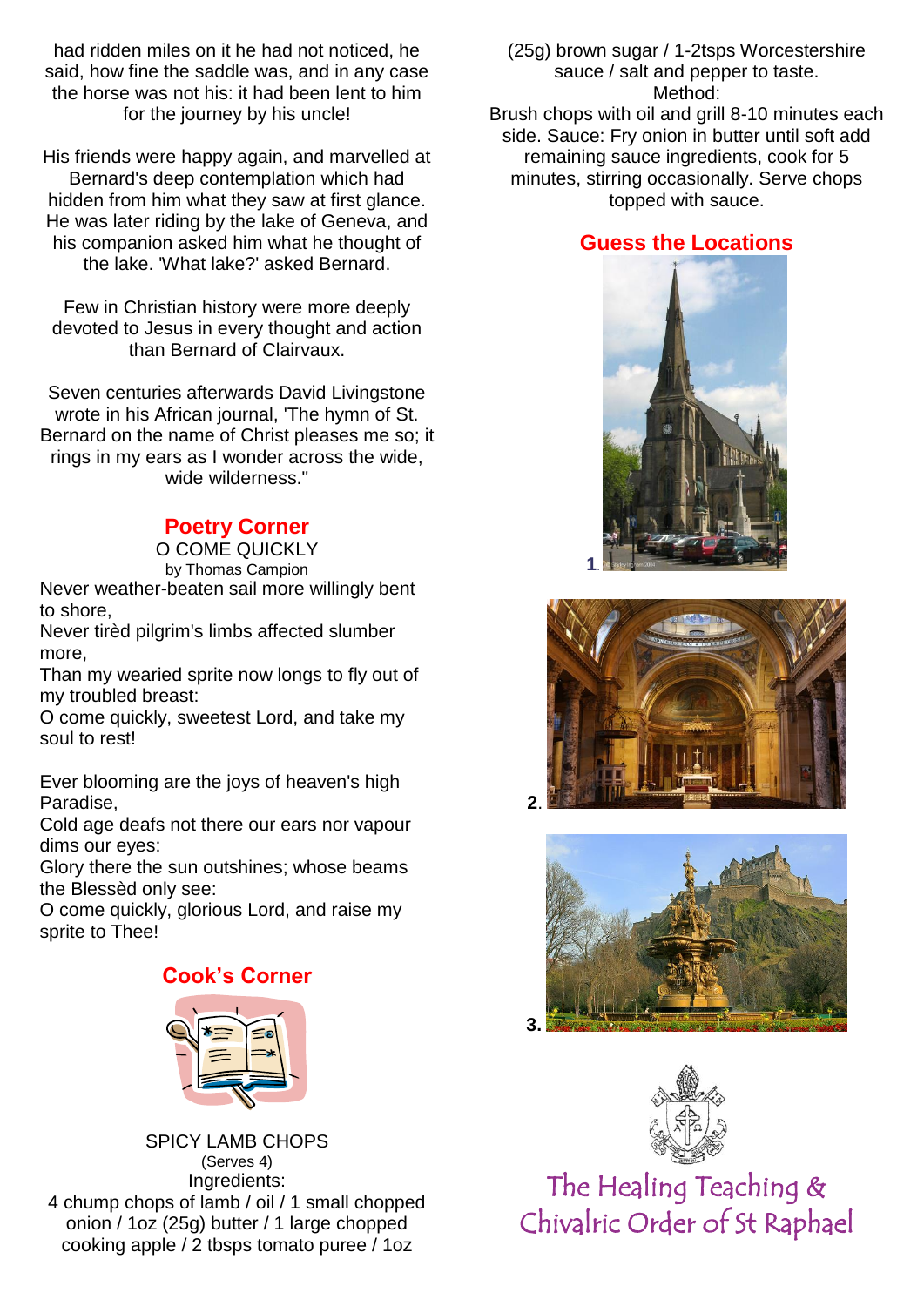had ridden miles on it he had not noticed, he said, how fine the saddle was, and in any case the horse was not his: it had been lent to him for the journey by his uncle!

His friends were happy again, and marvelled at Bernard's deep contemplation which had hidden from him what they saw at first glance. He was later riding by the lake of Geneva, and his companion asked him what he thought of the lake. 'What lake?' asked Bernard.

Few in Christian history were more deeply devoted to Jesus in every thought and action than Bernard of Clairvaux.

Seven centuries afterwards David Livingstone wrote in his African journal, 'The hymn of St. Bernard on the name of Christ pleases me so; it rings in my ears as I wonder across the wide, wide wilderness."

## Poetry Corner

O COME QUICKLY
by Thomas Campion

Never weather-beaten sail more willingly bent to shore,
Never tirèd pilgrim's limbs affected slumber more,
Than my wearied sprite now longs to fly out of my troubled breast:
O come quickly, sweetest Lord, and take my soul to rest!

Ever blooming are the joys of heaven's high Paradise,
Cold age deafs not there our ears nor vapour dims our eyes:
Glory there the sun outshines; whose beams the Blessèd only see:
O come quickly, glorious Lord, and raise my sprite to Thee!

## Cook's Corner

SPICY LAMB CHOPS
(Serves 4)
Ingredients:
4 chump chops of lamb / oil / 1 small chopped onion / 1oz (25g) butter / 1 large chopped cooking apple / 2 tbsps tomato puree / 1oz (25g) brown sugar / 1-2tsps Worcestershire sauce / salt and pepper to taste.
Method:
Brush chops with oil and grill 8-10 minutes each side. Sauce: Fry onion in butter until soft add remaining sauce ingredients, cook for 5 minutes, stirring occasionally. Serve chops topped with sauce.

## Guess the Locations

1.

2.

3.

The Healing Teaching & Chivalric Order of St Raphael